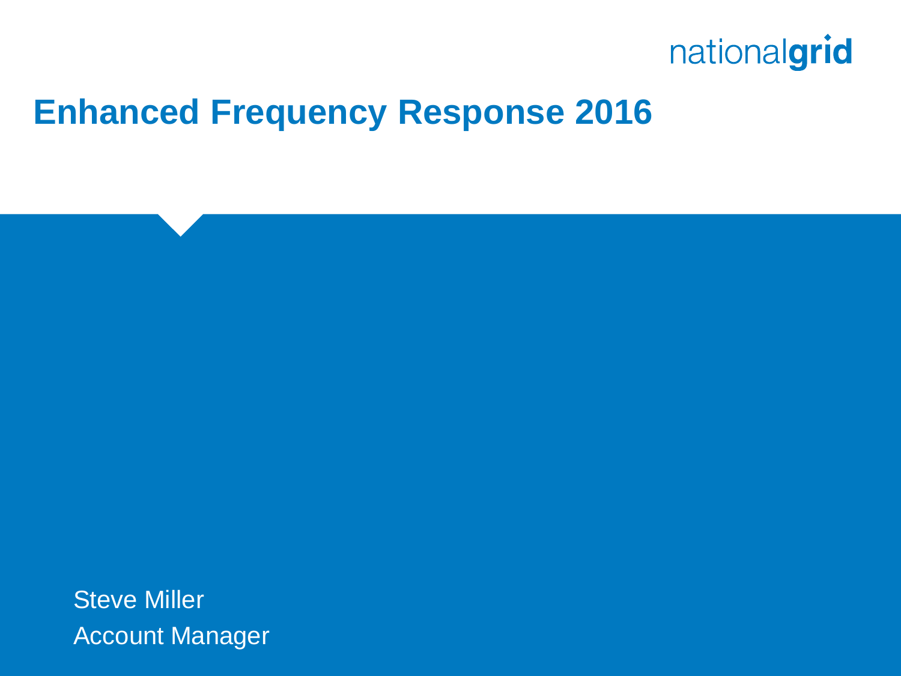nationalgrid

# Enhanced Frequency Response 2016

Steve Miller

Account Manager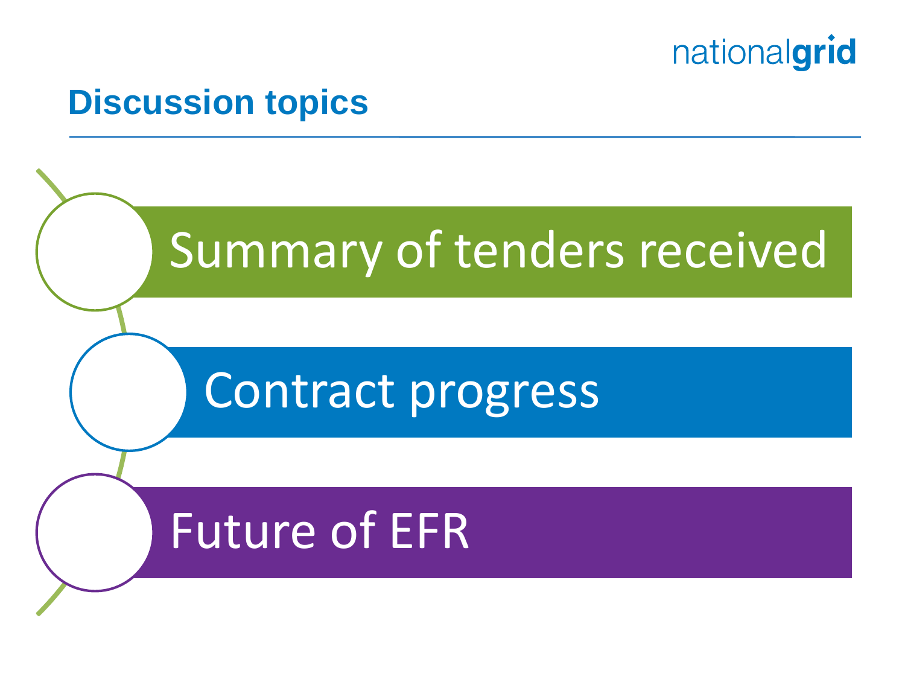# Discussion topics

- Summary of tenders received
- Contract progress
- Future of EFR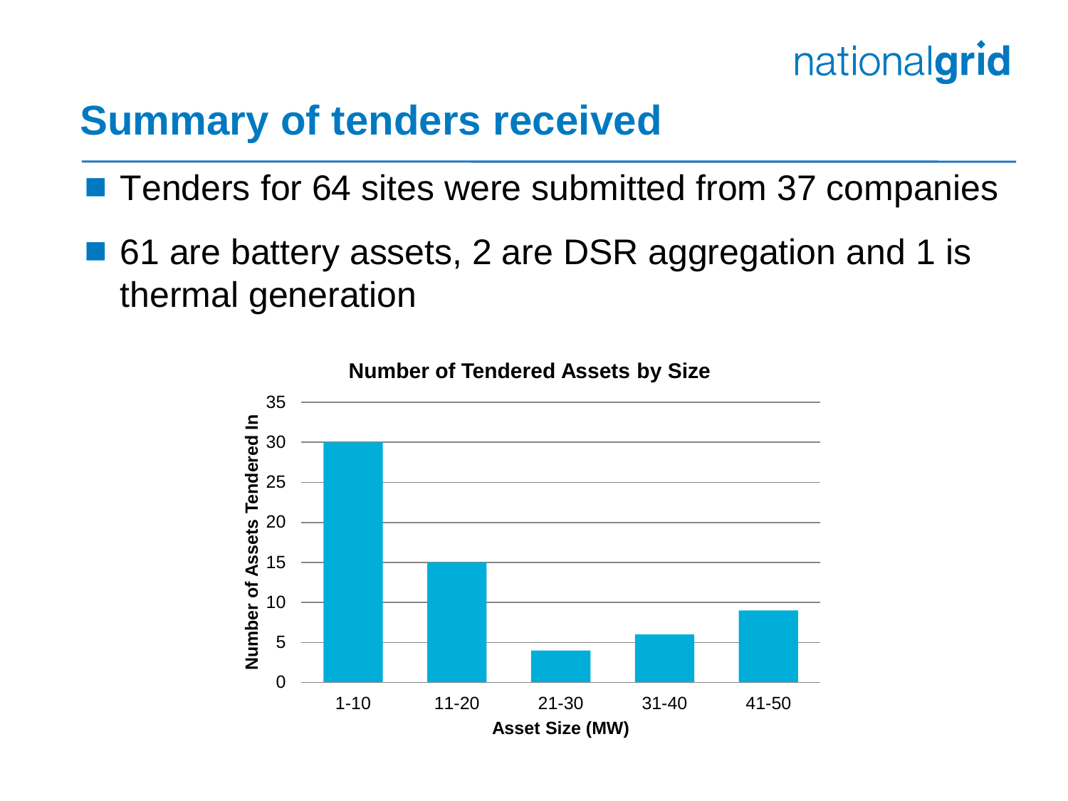# Summary of tenders received

- Tenders for 64 sites were submitted from 37 companies
- 61 are battery assets, 2 are DSR aggregation and 1 is thermal generation

**Number of Tendered Assets by Size**

| Asset Size (MW) | Number of Assets Tendered In |
|---|---|
| 1-10 | 30 |
| 11-20 | 15 |
| 21-30 | 4 |
| 31-40 | 6 |
| 41-50 | 9 |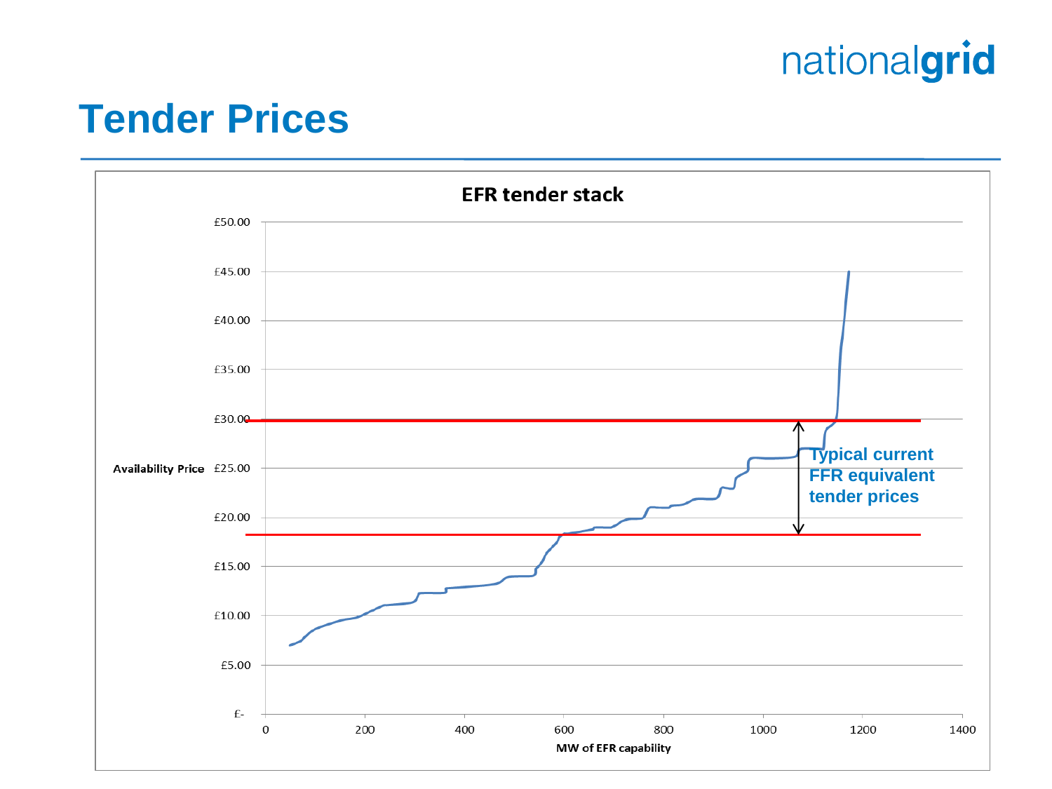# Tender Prices

**EFR tender stack**

Availability Price (£) vs. MW of EFR capability

Typical current FFR equivalent tender prices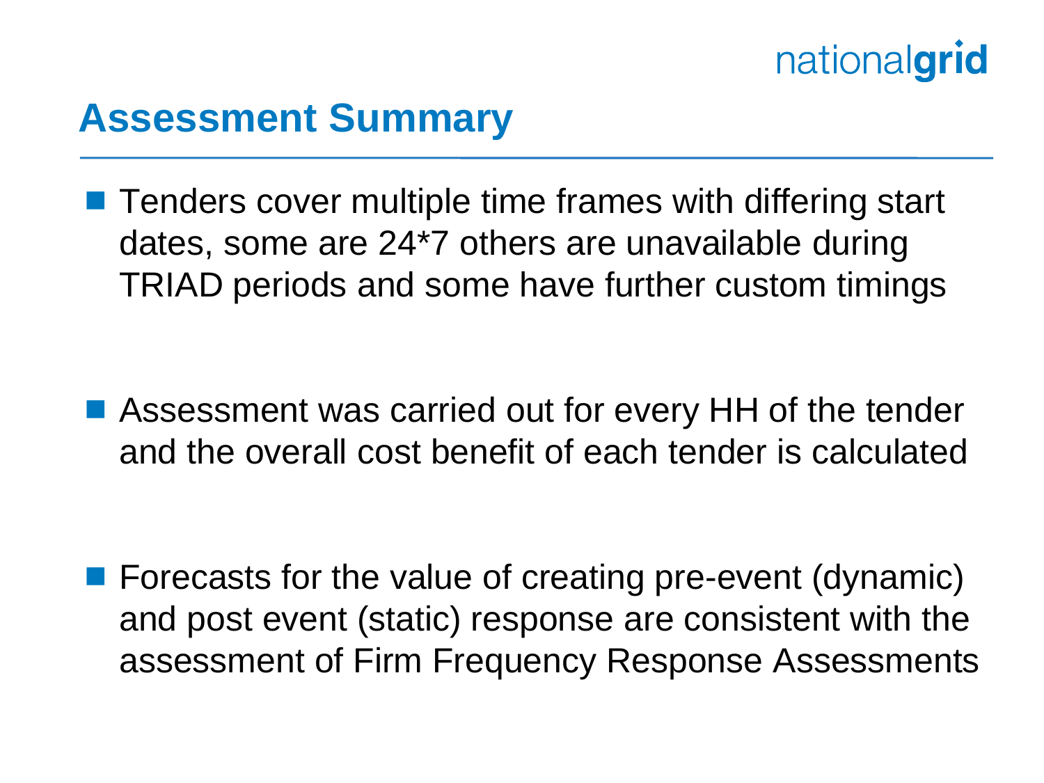# Assessment Summary

- Tenders cover multiple time frames with differing start dates, some are 24*7 others are unavailable during TRIAD periods and some have further custom timings

- Assessment was carried out for every HH of the tender and the overall cost benefit of each tender is calculated

- Forecasts for the value of creating pre-event (dynamic) and post event (static) response are consistent with the assessment of Firm Frequency Response Assessments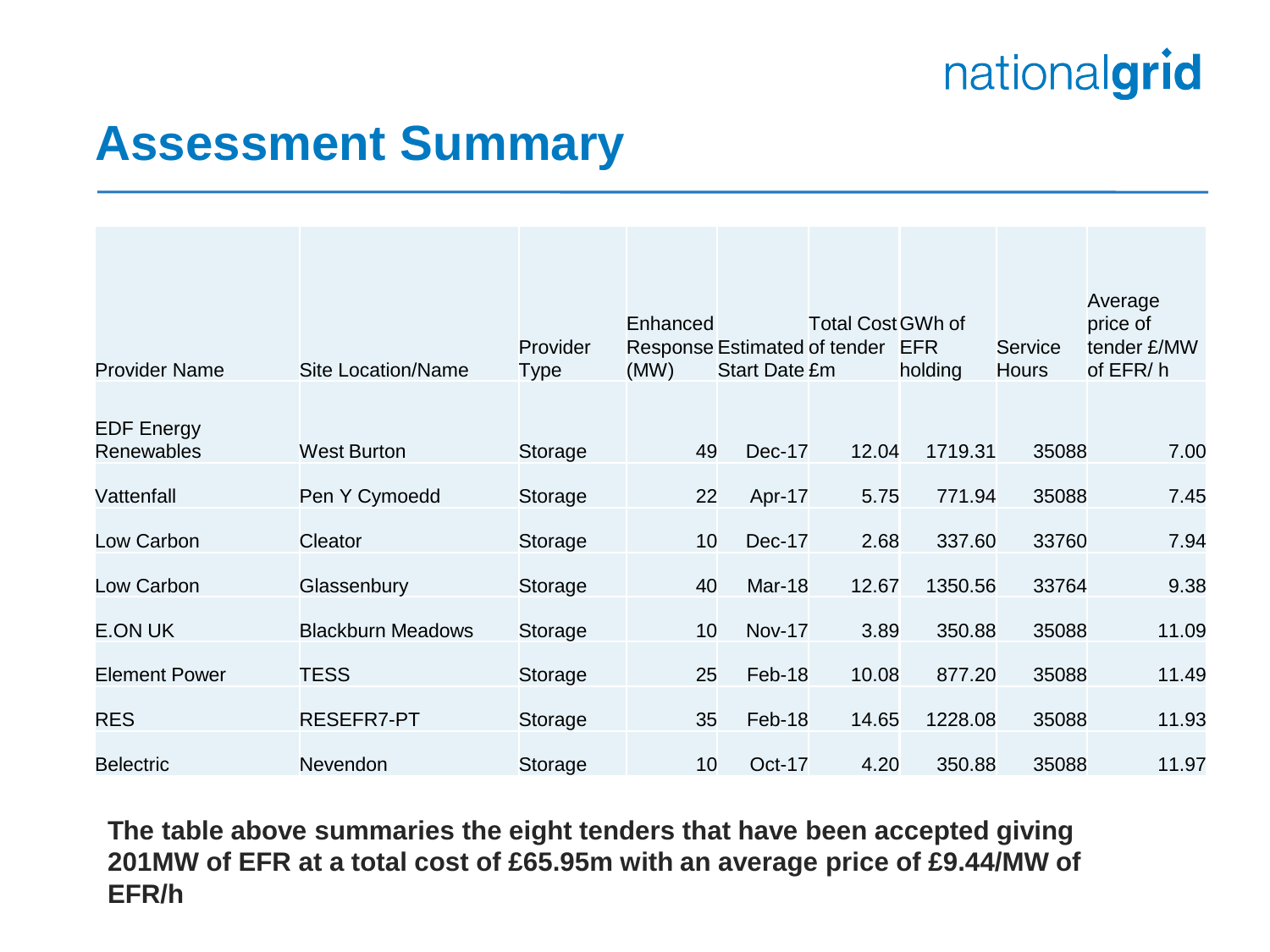# Assessment Summary

| Provider Name | Site Location/Name | Provider Type | Enhanced Response (MW) | Estimated Start Date | Total Cost of tender £m | GWh of EFR holding | Service Hours | Average price of tender £/MW of EFR/ h |
|---|---|---|---|---|---|---|---|---|
| EDF Energy Renewables | West Burton | Storage | 49 | Dec-17 | 12.04 | 1719.31 | 35088 | 7.00 |
| Vattenfall | Pen Y Cymoedd | Storage | 22 | Apr-17 | 5.75 | 771.94 | 35088 | 7.45 |
| Low Carbon | Cleator | Storage | 10 | Dec-17 | 2.68 | 337.60 | 33760 | 7.94 |
| Low Carbon | Glassenbury | Storage | 40 | Mar-18 | 12.67 | 1350.56 | 33764 | 9.38 |
| E.ON UK | Blackburn Meadows | Storage | 10 | Nov-17 | 3.89 | 350.88 | 35088 | 11.09 |
| Element Power | TESS | Storage | 25 | Feb-18 | 10.08 | 877.20 | 35088 | 11.49 |
| RES | RESEFR7-PT | Storage | 35 | Feb-18 | 14.65 | 1228.08 | 35088 | 11.93 |
| Belectric | Nevendon | Storage | 10 | Oct-17 | 4.20 | 350.88 | 35088 | 11.97 |

**The table above summaries the eight tenders that have been accepted giving 201MW of EFR at a total cost of £65.95m with an average price of £9.44/MW of EFR/h**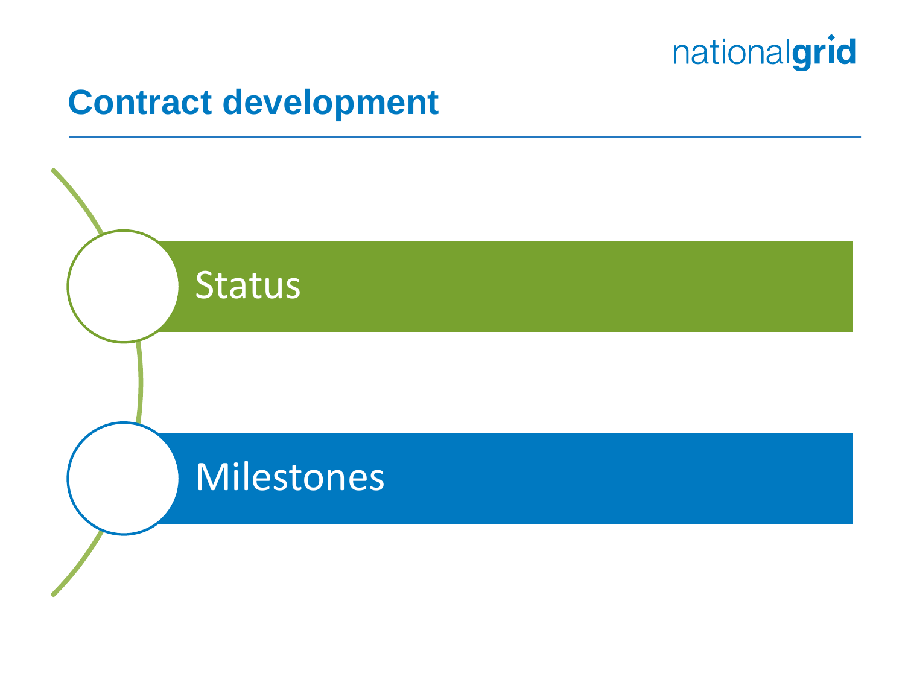# Contract development

- Status
- Milestones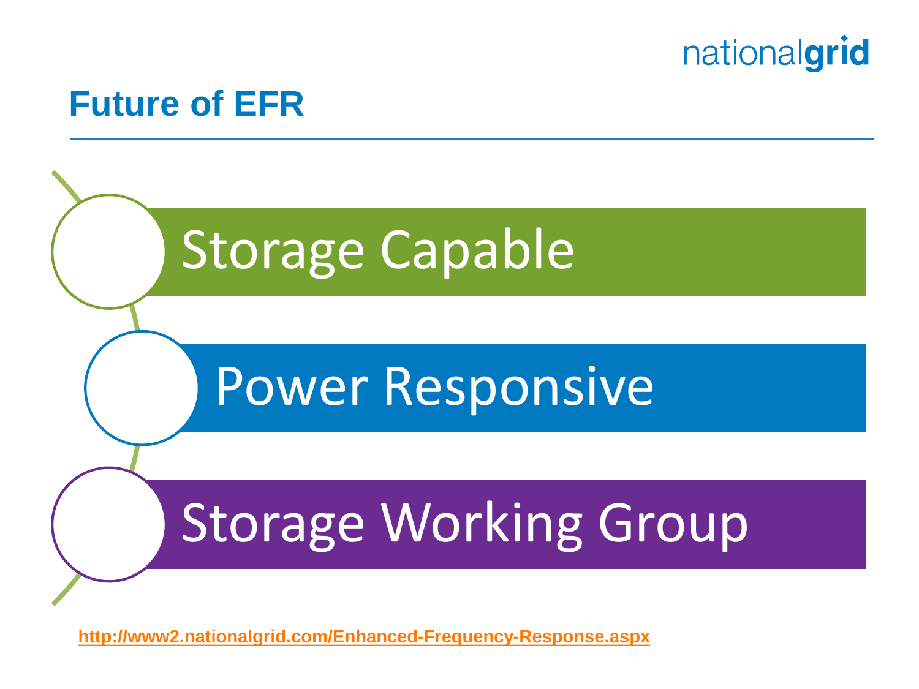# Future of EFR

- Storage Capable
- Power Responsive
- Storage Working Group

http://www2.nationalgrid.com/Enhanced-Frequency-Response.aspx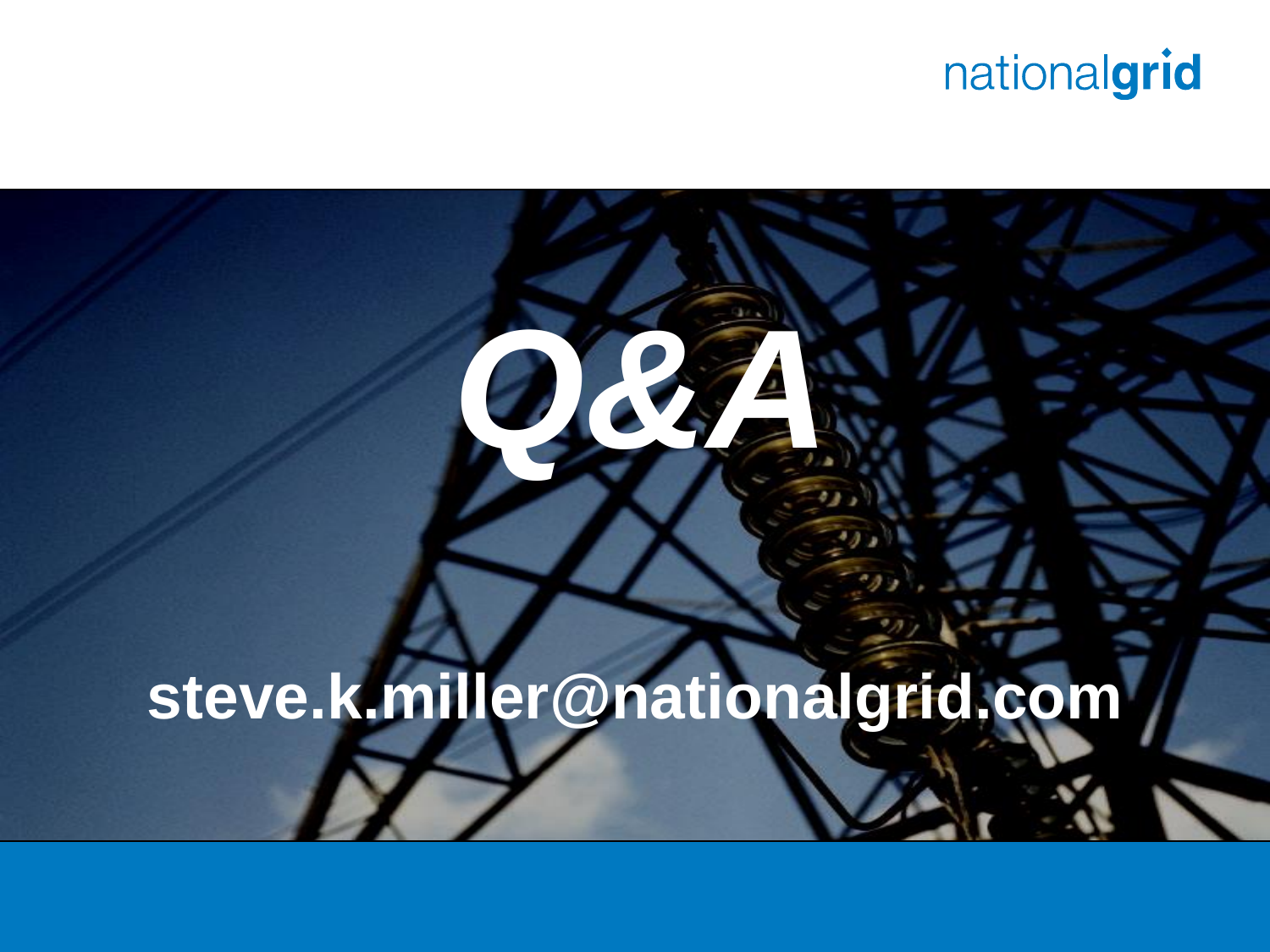nationalgrid

# *Q&A*

**steve.k.miller@nationalgrid.com**